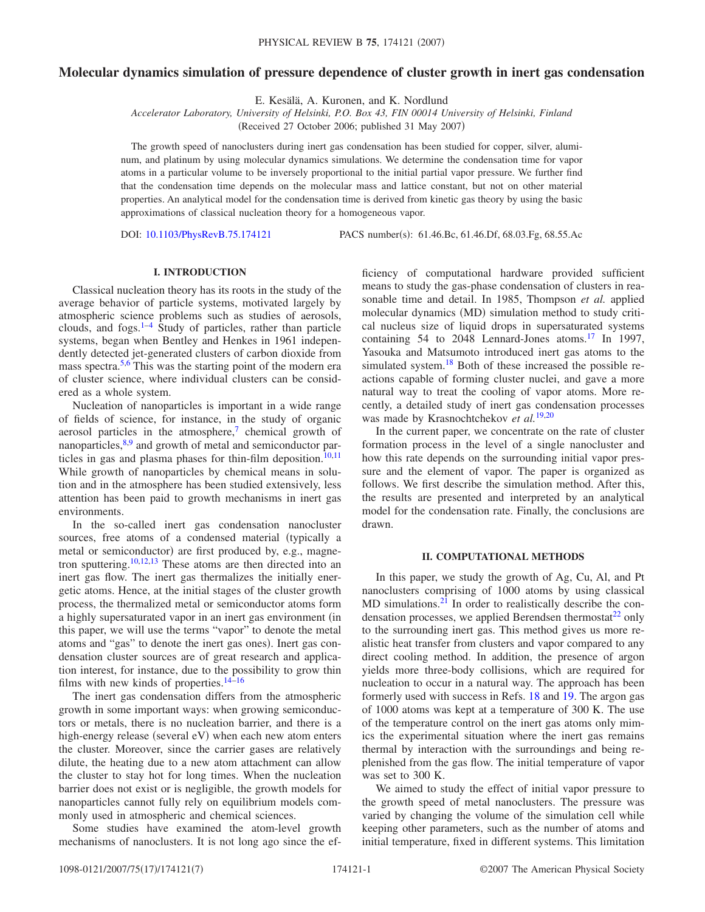# Molecular dynamics simulation of pressure dependence of cluster growth in inert gas condensation

E. Kesälä, A. Kuronen, and K. Nordlund

*Accelerator Laboratory, University of Helsinki, P.O. Box 43, FIN 00014 University of Helsinki, Finland*

(Received 27 October 2006; published 31 May 2007)

The growth speed of nanoclusters during inert gas condensation has been studied for copper, silver, aluminum, and platinum by using molecular dynamics simulations. We determine the condensation time for vapor atoms in a particular volume to be inversely proportional to the initial partial vapor pressure. We further find that the condensation time depends on the molecular mass and lattice constant, but not on other material properties. An analytical model for the condensation time is derived from kinetic gas theory by using the basic approximations of classical nucleation theory for a homogeneous vapor.

DOI: 10.1103/PhysRevB.75.174121 PACS number(s): 61.46.Bc, 61.46.Df, 68.03.Fg, 68.55.Ac

## I. INTRODUCTION

Classical nucleation theory has its roots in the study of the average behavior of particle systems, motivated largely by atmospheric science problems such as studies of aerosols, clouds, and fogs.[1–4] Study of particles, rather than particle systems, began when Bentley and Henkes in 1961 independently detected jet-generated clusters of carbon dioxide from mass spectra.[5,6] This was the starting point of the modern era of cluster science, where individual clusters can be considered as a whole system.

Nucleation of nanoparticles is important in a wide range of fields of science, for instance, in the study of organic aerosol particles in the atmosphere,[7] chemical growth of nanoparticles,[8,9] and growth of metal and semiconductor particles in gas and plasma phases for thin-film deposition.[10,11] While growth of nanoparticles by chemical means in solution and in the atmosphere has been studied extensively, less attention has been paid to growth mechanisms in inert gas environments.

In the so-called inert gas condensation nanocluster sources, free atoms of a condensed material (typically a metal or semiconductor) are first produced by, e.g., magnetron sputtering.[10,12,13] These atoms are then directed into an inert gas flow. The inert gas thermalizes the initially energetic atoms. Hence, at the initial stages of the cluster growth process, the thermalized metal or semiconductor atoms form a highly supersaturated vapor in an inert gas environment (in this paper, we will use the terms "vapor" to denote the metal atoms and "gas" to denote the inert gas ones). Inert gas condensation cluster sources are of great research and application interest, for instance, due to the possibility to grow thin films with new kinds of properties.[14–16]

The inert gas condensation differs from the atmospheric growth in some important ways: when growing semiconductors or metals, there is no nucleation barrier, and there is a high-energy release (several eV) when each new atom enters the cluster. Moreover, since the carrier gases are relatively dilute, the heating due to a new atom attachment can allow the cluster to stay hot for long times. When the nucleation barrier does not exist or is negligible, the growth models for nanoparticles cannot fully rely on equilibrium models commonly used in atmospheric and chemical sciences.

Some studies have examined the atom-level growth mechanisms of nanoclusters. It is not long ago since the efficiency of computational hardware provided sufficient means to study the gas-phase condensation of clusters in reasonable time and detail. In 1985, Thompson *et al.* applied molecular dynamics (MD) simulation method to study critical nucleus size of liquid drops in supersaturated systems containing 54 to 2048 Lennard-Jones atoms.[17] In 1997, Yasouka and Matsumoto introduced inert gas atoms to the simulated system.[18] Both of these increased the possible reactions capable of forming cluster nuclei, and gave a more natural way to treat the cooling of vapor atoms. More recently, a detailed study of inert gas condensation processes was made by Krasnochtchekov *et al.*[19,20]

In the current paper, we concentrate on the rate of cluster formation process in the level of a single nanocluster and how this rate depends on the surrounding initial vapor pressure and the element of vapor. The paper is organized as follows. We first describe the simulation method. After this, the results are presented and interpreted by an analytical model for the condensation rate. Finally, the conclusions are drawn.

## II. COMPUTATIONAL METHODS

In this paper, we study the growth of Ag, Cu, Al, and Pt nanoclusters comprising of 1000 atoms by using classical MD simulations.[21] In order to realistically describe the condensation processes, we applied Berendsen thermostat[22] only to the surrounding inert gas. This method gives us more realistic heat transfer from clusters and vapor compared to any direct cooling method. In addition, the presence of argon yields more three-body collisions, which are required for nucleation to occur in a natural way. The approach has been formerly used with success in Refs. 18 and 19. The argon gas of 1000 atoms was kept at a temperature of 300 K. The use of the temperature control on the inert gas atoms only mimics the experimental situation where the inert gas remains thermal by interaction with the surroundings and being replenished from the gas flow. The initial temperature of vapor was set to 300 K.

We aimed to study the effect of initial vapor pressure to the growth speed of metal nanoclusters. The pressure was varied by changing the volume of the simulation cell while keeping other parameters, such as the number of atoms and initial temperature, fixed in different systems. This limitation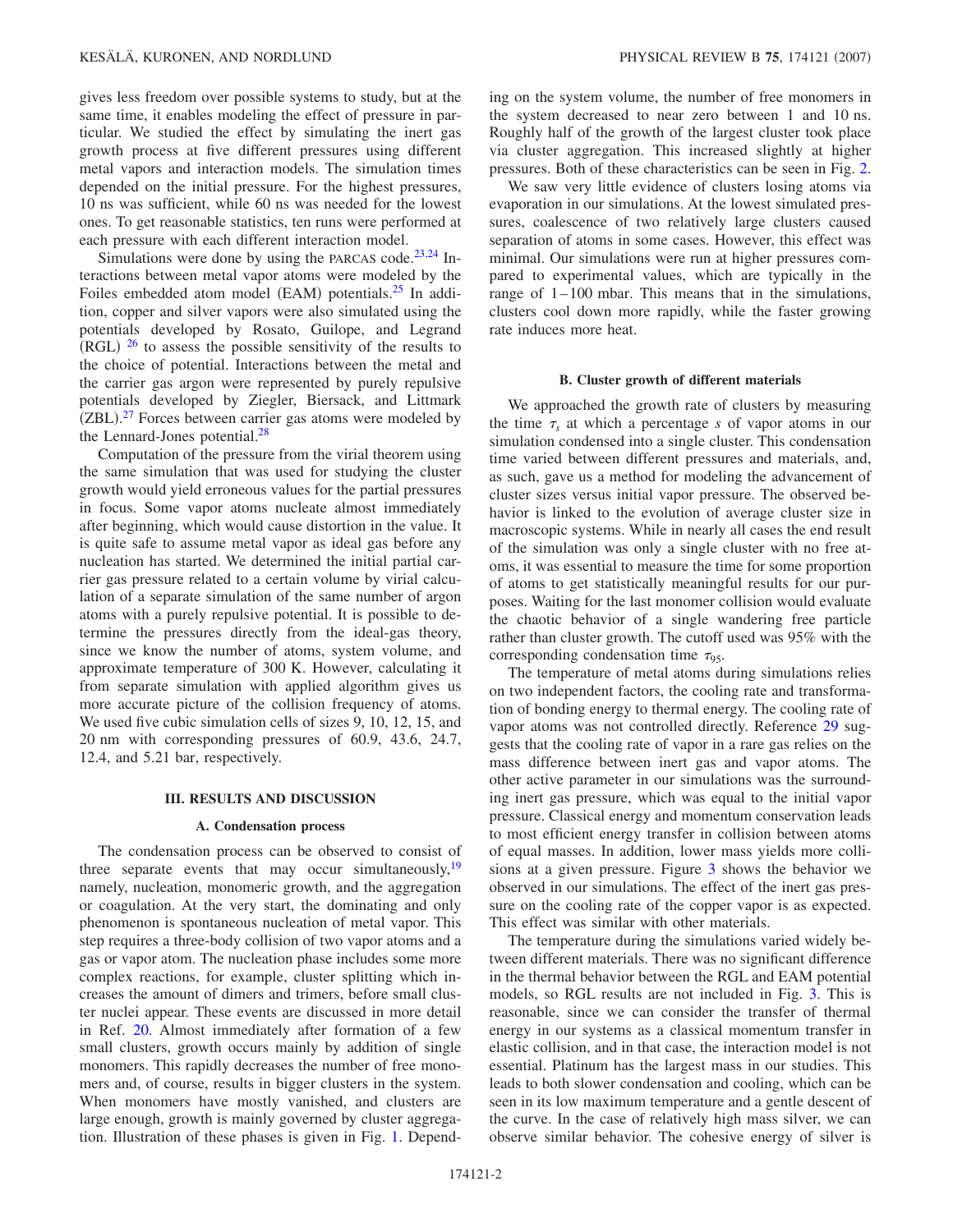gives less freedom over possible systems to study, but at the same time, it enables modeling the effect of pressure in particular. We studied the effect by simulating the inert gas growth process at five different pressures using different metal vapors and interaction models. The simulation times depended on the initial pressure. For the highest pressures, 10 ns was sufficient, while 60 ns was needed for the lowest ones. To get reasonable statistics, ten runs were performed at each pressure with each different interaction model.

Simulations were done by using the PARCAS code.[23,24] Interactions between metal vapor atoms were modeled by the Foiles embedded atom model (EAM) potentials.[25] In addition, copper and silver vapors were also simulated using the potentials developed by Rosato, Guilope, and Legrand (RGL) [26] to assess the possible sensitivity of the results to the choice of potential. Interactions between the metal and the carrier gas argon were represented by purely repulsive potentials developed by Ziegler, Biersack, and Littmark (ZBL).[27] Forces between carrier gas atoms were modeled by the Lennard-Jones potential.[28]

Computation of the pressure from the virial theorem using the same simulation that was used for studying the cluster growth would yield erroneous values for the partial pressures in focus. Some vapor atoms nucleate almost immediately after beginning, which would cause distortion in the value. It is quite safe to assume metal vapor as ideal gas before any nucleation has started. We determined the initial partial carrier gas pressure related to a certain volume by virial calculation of a separate simulation of the same number of argon atoms with a purely repulsive potential. It is possible to determine the pressures directly from the ideal-gas theory, since we know the number of atoms, system volume, and approximate temperature of 300 K. However, calculating it from separate simulation with applied algorithm gives us more accurate picture of the collision frequency of atoms. We used five cubic simulation cells of sizes 9, 10, 12, 15, and 20 nm with corresponding pressures of 60.9, 43.6, 24.7, 12.4, and 5.21 bar, respectively.

## III. RESULTS AND DISCUSSION

### A. Condensation process

The condensation process can be observed to consist of three separate events that may occur simultaneously,[19] namely, nucleation, monomeric growth, and the aggregation or coagulation. At the very start, the dominating and only phenomenon is spontaneous nucleation of metal vapor. This step requires a three-body collision of two vapor atoms and a gas or vapor atom. The nucleation phase includes some more complex reactions, for example, cluster splitting which increases the amount of dimers and trimers, before small cluster nuclei appear. These events are discussed in more detail in Ref. 20. Almost immediately after formation of a few small clusters, growth occurs mainly by addition of single monomers. This rapidly decreases the number of free monomers and, of course, results in bigger clusters in the system. When monomers have mostly vanished, and clusters are large enough, growth is mainly governed by cluster aggregation. Illustration of these phases is given in Fig. 1. Depending on the system volume, the number of free monomers in the system decreased to near zero between 1 and 10 ns. Roughly half of the growth of the largest cluster took place via cluster aggregation. This increased slightly at higher pressures. Both of these characteristics can be seen in Fig. 2.

We saw very little evidence of clusters losing atoms via evaporation in our simulations. At the lowest simulated pressures, coalescence of two relatively large clusters caused separation of atoms in some cases. However, this effect was minimal. Our simulations were run at higher pressures compared to experimental values, which are typically in the range of 1–100 mbar. This means that in the simulations, clusters cool down more rapidly, while the faster growing rate induces more heat.

### B. Cluster growth of different materials

We approached the growth rate of clusters by measuring the time $\tau_s$ at which a percentage $s$ of vapor atoms in our simulation condensed into a single cluster. This condensation time varied between different pressures and materials, and, as such, gave us a method for modeling the advancement of cluster sizes versus initial vapor pressure. The observed behavior is linked to the evolution of average cluster size in macroscopic systems. While in nearly all cases the end result of the simulation was only a single cluster with no free atoms, it was essential to measure the time for some proportion of atoms to get statistically meaningful results for our purposes. Waiting for the last monomer collision would evaluate the chaotic behavior of a single wandering free particle rather than cluster growth. The cutoff used was 95% with the corresponding condensation time $\tau_{95}$.

The temperature of metal atoms during simulations relies on two independent factors, the cooling rate and transformation of bonding energy to thermal energy. The cooling rate of vapor atoms was not controlled directly. Reference 29 suggests that the cooling rate of vapor in a rare gas relies on the mass difference between inert gas and vapor atoms. The other active parameter in our simulations was the surrounding inert gas pressure, which was equal to the initial vapor pressure. Classical energy and momentum conservation leads to most efficient energy transfer in collision between atoms of equal masses. In addition, lower mass yields more collisions at a given pressure. Figure 3 shows the behavior we observed in our simulations. The effect of the inert gas pressure on the cooling rate of the copper vapor is as expected. This effect was similar with other materials.

The temperature during the simulations varied widely between different materials. There was no significant difference in the thermal behavior between the RGL and EAM potential models, so RGL results are not included in Fig. 3. This is reasonable, since we can consider the transfer of thermal energy in our systems as a classical momentum transfer in elastic collision, and in that case, the interaction model is not essential. Platinum has the largest mass in our studies. This leads to both slower condensation and cooling, which can be seen in its low maximum temperature and a gentle descent of the curve. In the case of relatively high mass silver, we can observe similar behavior. The cohesive energy of silver is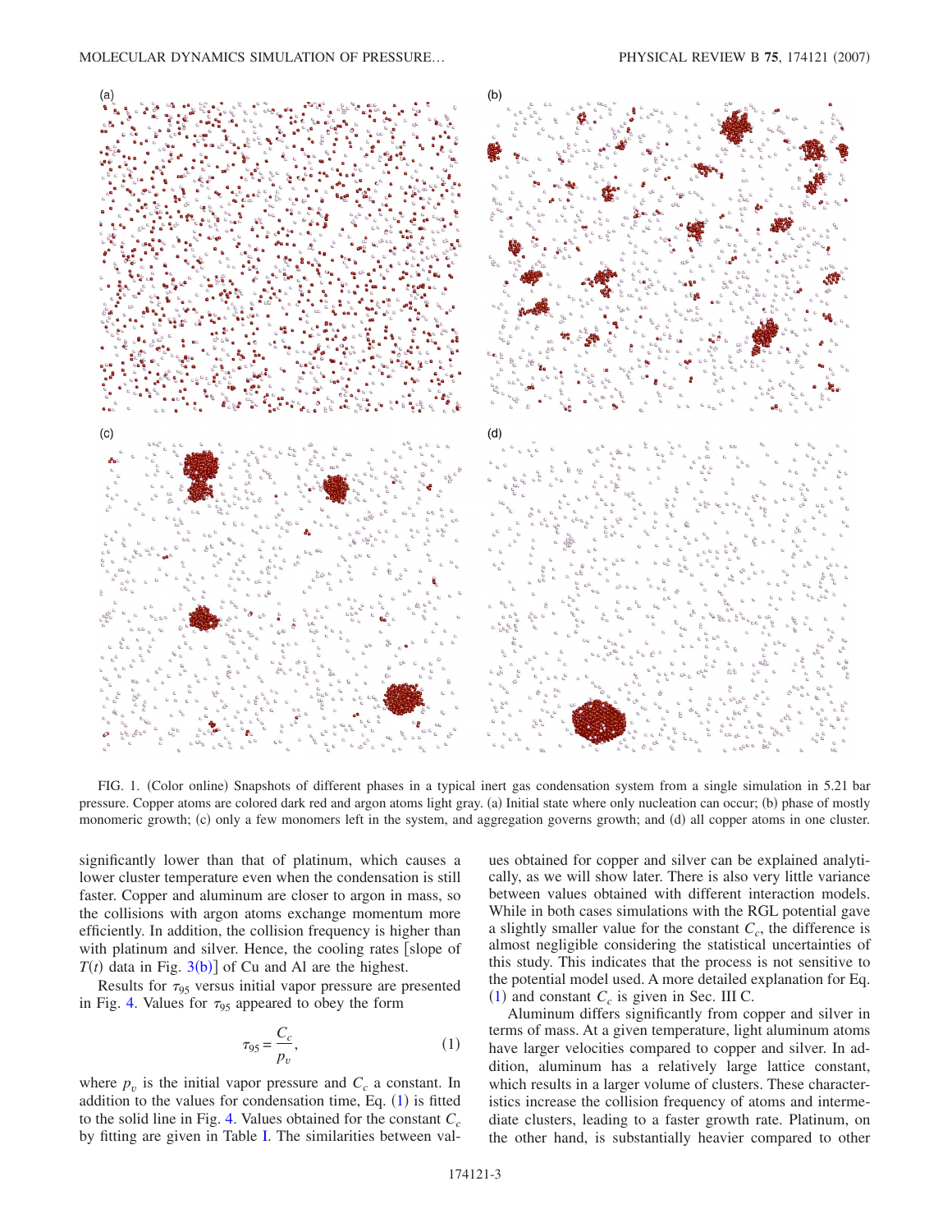FIG. 1. (Color online) Snapshots of different phases in a typical inert gas condensation system from a single simulation in 5.21 bar pressure. Copper atoms are colored dark red and argon atoms light gray. (a) Initial state where only nucleation can occur; (b) phase of mostly monomeric growth; (c) only a few monomers left in the system, and aggregation governs growth; and (d) all copper atoms in one cluster.

significantly lower than that of platinum, which causes a lower cluster temperature even when the condensation is still faster. Copper and aluminum are closer to argon in mass, so the collisions with argon atoms exchange momentum more efficiently. In addition, the collision frequency is higher than with platinum and silver. Hence, the cooling rates [slope of $T(t)$ data in Fig. 3(b)] of Cu and Al are the highest.

Results for $\tau_{95}$ versus initial vapor pressure are presented in Fig. 4. Values for $\tau_{95}$ appeared to obey the form

$$\tau_{95} = \frac{C_c}{p_v}, \tag{1}$$

where $p_v$ is the initial vapor pressure and $C_c$ a constant. In addition to the values for condensation time, Eq. (1) is fitted to the solid line in Fig. 4. Values obtained for the constant $C_c$ by fitting are given in Table I. The similarities between values obtained for copper and silver can be explained analytically, as we will show later. There is also very little variance between values obtained with different interaction models. While in both cases simulations with the RGL potential gave a slightly smaller value for the constant $C_c$, the difference is almost negligible considering the statistical uncertainties of this study. This indicates that the process is not sensitive to the potential model used. A more detailed explanation for Eq. (1) and constant $C_c$ is given in Sec. III C.

Aluminum differs significantly from copper and silver in terms of mass. At a given temperature, light aluminum atoms have larger velocities compared to copper and silver. In addition, aluminum has a relatively large lattice constant, which results in a larger volume of clusters. These characteristics increase the collision frequency of atoms and intermediate clusters, leading to a faster growth rate. Platinum, on the other hand, is substantially heavier compared to other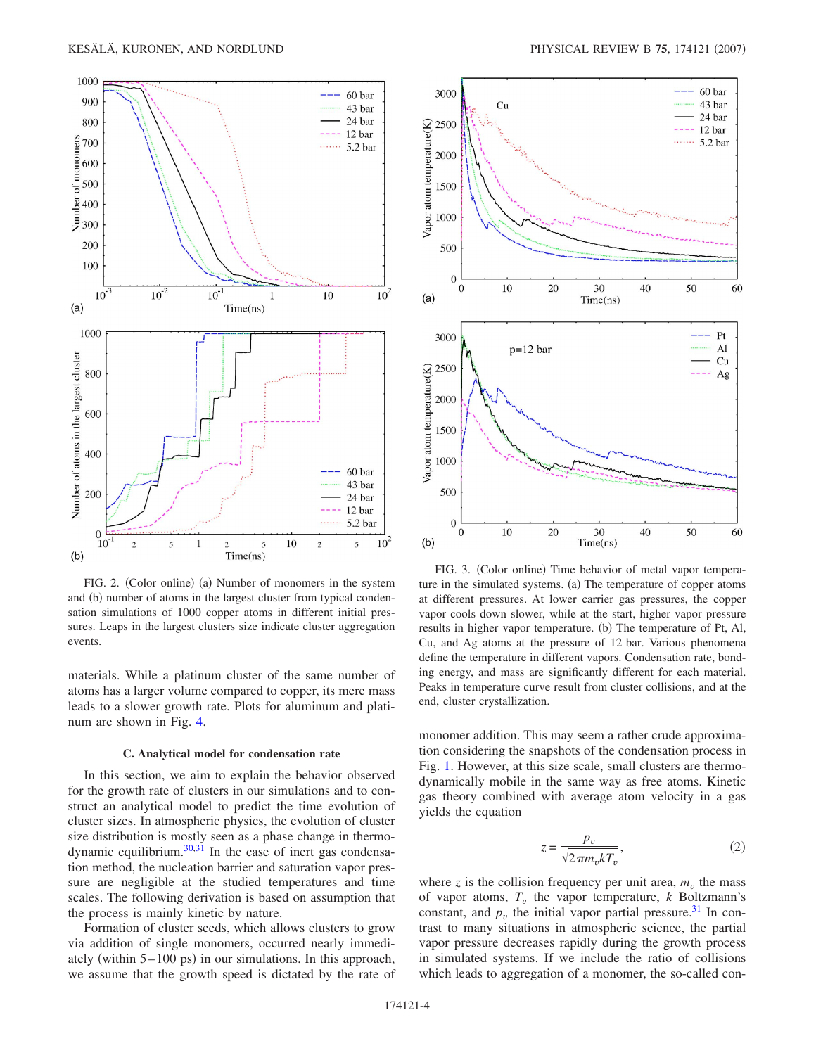FIG. 2. (Color online) (a) Number of monomers in the system and (b) number of atoms in the largest cluster from typical condensation simulations of 1000 copper atoms in different initial pressures. Leaps in the largest clusters size indicate cluster aggregation events.

FIG. 3. (Color online) Time behavior of metal vapor temperature in the simulated systems. (a) The temperature of copper atoms at different pressures. At lower carrier gas pressures, the copper vapor cools down slower, while at the start, higher vapor pressure results in higher vapor temperature. (b) The temperature of Pt, Al, Cu, and Ag atoms at the pressure of 12 bar. Various phenomena define the temperature in different vapors. Condensation rate, bonding energy, and mass are significantly different for each material. Peaks in temperature curve result from cluster collisions, and at the end, cluster crystallization.

materials. While a platinum cluster of the same number of atoms has a larger volume compared to copper, its mere mass leads to a slower growth rate. Plots for aluminum and platinum are shown in Fig. 4.

### C. Analytical model for condensation rate

In this section, we aim to explain the behavior observed for the growth rate of clusters in our simulations and to construct an analytical model to predict the time evolution of cluster sizes. In atmospheric physics, the evolution of cluster size distribution is mostly seen as a phase change in thermodynamic equilibrium.[30,31] In the case of inert gas condensation method, the nucleation barrier and saturation vapor pressure are negligible at the studied temperatures and time scales. The following derivation is based on assumption that the process is mainly kinetic by nature.

Formation of cluster seeds, which allows clusters to grow via addition of single monomers, occurred nearly immediately (within 5–100 ps) in our simulations. In this approach, we assume that the growth speed is dictated by the rate of monomer addition. This may seem a rather crude approximation considering the snapshots of the condensation process in Fig. 1. However, at this size scale, small clusters are thermodynamically mobile in the same way as free atoms. Kinetic gas theory combined with average atom velocity in a gas yields the equation

$$z = \frac{p_v}{\sqrt{2\pi m_v k T_v}}, \tag{2}$$

where $z$ is the collision frequency per unit area, $m_v$ the mass of vapor atoms, $T_v$ the vapor temperature, $k$ Boltzmann's constant, and $p_v$ the initial vapor partial pressure.[31] In contrast to many situations in atmospheric science, the partial vapor pressure decreases rapidly during the growth process in simulated systems. If we include the ratio of collisions which leads to aggregation of a monomer, the so-called con-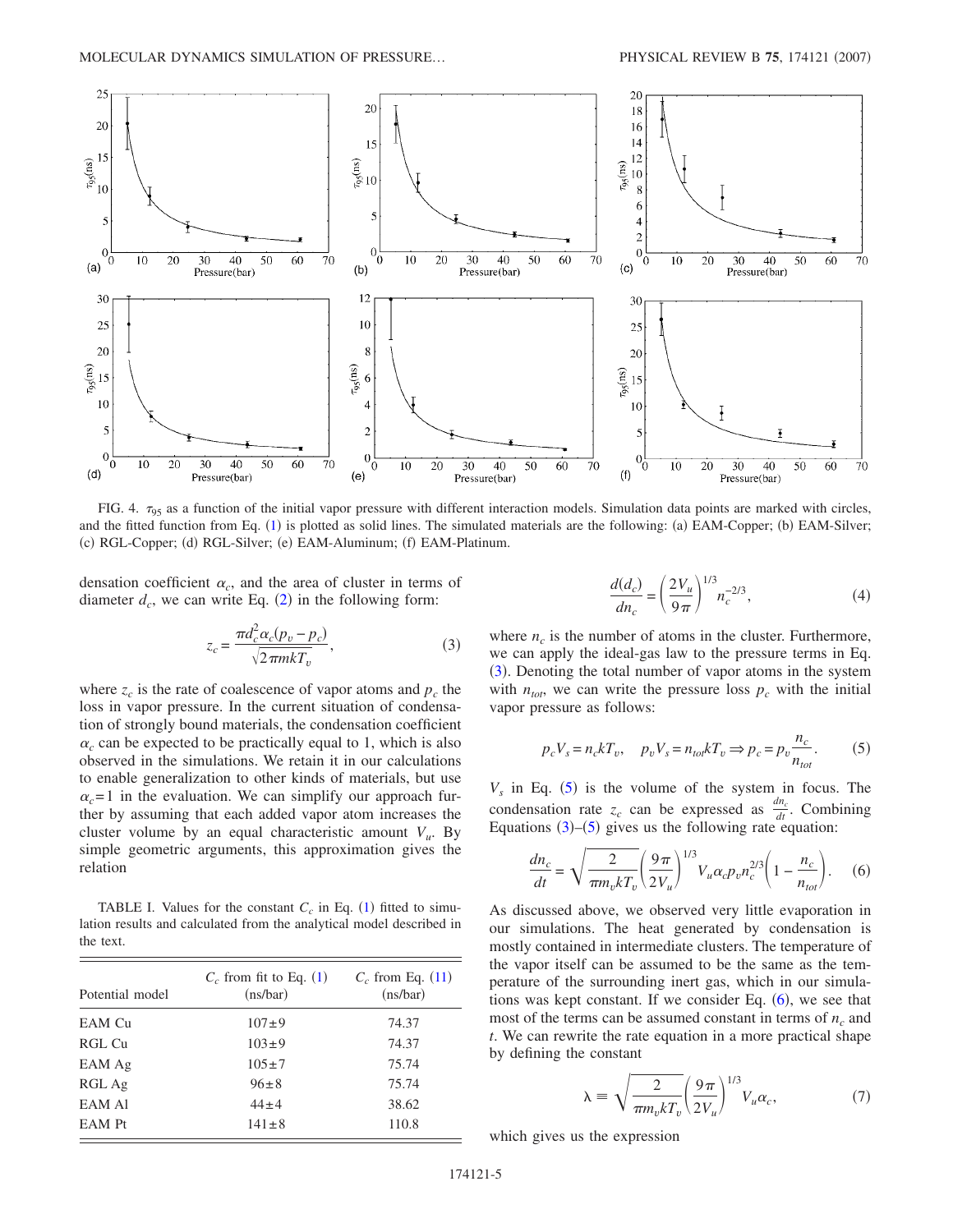FIG. 4. $\tau_{95}$ as a function of the initial vapor pressure with different interaction models. Simulation data points are marked with circles, and the fitted function from Eq. (1) is plotted as solid lines. The simulated materials are the following: (a) EAM-Copper; (b) EAM-Silver; (c) RGL-Copper; (d) RGL-Silver; (e) EAM-Aluminum; (f) EAM-Platinum.

densation coefficient $\alpha_c$, and the area of cluster in terms of diameter $d_c$, we can write Eq. (2) in the following form:

$$z_c = \frac{\pi d_c^2 \alpha_c (p_v - p_c)}{\sqrt{2\pi m k T_v}}, \tag{3}$$

where $z_c$ is the rate of coalescence of vapor atoms and $p_c$ the loss in vapor pressure. In the current situation of condensation of strongly bound materials, the condensation coefficient $\alpha_c$ can be expected to be practically equal to 1, which is also observed in the simulations. We retain it in our calculations to enable generalization to other kinds of materials, but use $\alpha_c = 1$ in the evaluation. We can simplify our approach further by assuming that each added vapor atom increases the cluster volume by an equal characteristic amount $V_u$. By simple geometric arguments, this approximation gives the relation

TABLE I. Values for the constant $C_c$ in Eq. (1) fitted to simulation results and calculated from the analytical model described in the text.

| Potential model | $C_c$ from fit to Eq. (1) (ns/bar) | $C_c$ from Eq. (11) (ns/bar) |
|---|---|---|
| EAM Cu | $107 \pm 9$ | 74.37 |
| RGL Cu | $103 \pm 9$ | 74.37 |
| EAM Ag | $105 \pm 7$ | 75.74 |
| RGL Ag | $96 \pm 8$ | 75.74 |
| EAM Al | $44 \pm 4$ | 38.62 |
| EAM Pt | $141 \pm 8$ | 110.8 |

$$\frac{d(d_c)}{dn_c} = \left(\frac{2V_u}{9\pi}\right)^{1/3} n_c^{-2/3}, \tag{4}$$

where $n_c$ is the number of atoms in the cluster. Furthermore, we can apply the ideal-gas law to the pressure terms in Eq. (3). Denoting the total number of vapor atoms in the system with $n_{tot}$, we can write the pressure loss $p_c$ with the initial vapor pressure as follows:

$$p_c V_s = n_c k T_v, \quad p_v V_s = n_{tot} k T_v \Rightarrow p_c = p_v \frac{n_c}{n_{tot}}. \tag{5}$$

$V_s$ in Eq. (5) is the volume of the system in focus. The condensation rate $z_c$ can be expressed as $\frac{dn_c}{dt}$. Combining Equations (3)–(5) gives us the following rate equation:

$$\frac{dn_c}{dt} = \sqrt{\frac{2}{\pi m_v k T_v}} \left(\frac{9\pi}{2V_u}\right)^{1/3} V_u \alpha_c p_v n_c^{2/3} \left(1 - \frac{n_c}{n_{tot}}\right). \tag{6}$$

As discussed above, we observed very little evaporation in our simulations. The heat generated by condensation is mostly contained in intermediate clusters. The temperature of the vapor itself can be assumed to be the same as the temperature of the surrounding inert gas, which in our simulations was kept constant. If we consider Eq. (6), we see that most of the terms can be assumed constant in terms of $n_c$ and $t$. We can rewrite the rate equation in a more practical shape by defining the constant

$$\lambda \equiv \sqrt{\frac{2}{\pi m_v k T_v}} \left(\frac{9\pi}{2V_u}\right)^{1/3} V_u \alpha_c, \tag{7}$$

which gives us the expression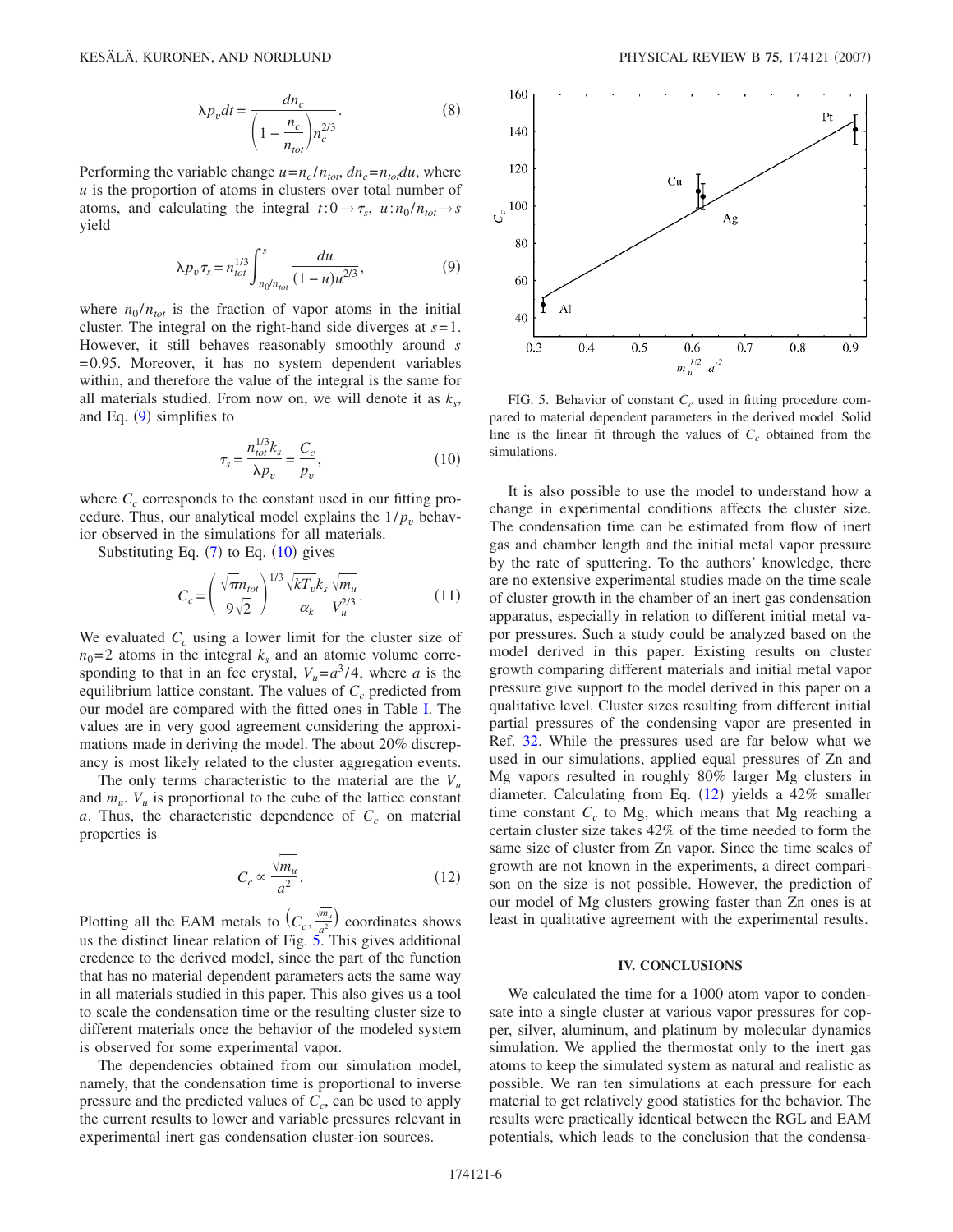$$\lambda p_v dt = \frac{dn_c}{\left(1 - \frac{n_c}{n_{tot}}\right) n_c^{2/3}}. \tag{8}$$

Performing the variable change $u = n_c / n_{tot}$, $dn_c = n_{tot} du$, where $u$ is the proportion of atoms in clusters over total number of atoms, and calculating the integral $t: 0 \to \tau_s$, $u: n_0/n_{tot} \to s$ yield

$$\lambda p_v \tau_s = n_{tot}^{1/3} \int_{n_0/n_{tot}}^{s} \frac{du}{(1-u)u^{2/3}}, \tag{9}$$

where $n_0/n_{tot}$ is the fraction of vapor atoms in the initial cluster. The integral on the right-hand side diverges at $s=1$. However, it still behaves reasonably smoothly around $s = 0.95$. Moreover, it has no system dependent variables within, and therefore the value of the integral is the same for all materials studied. From now on, we will denote it as $k_s$, and Eq. (9) simplifies to

$$\tau_s = \frac{n_{tot}^{1/3} k_s}{\lambda p_v} = \frac{C_c}{p_v}, \tag{10}$$

where $C_c$ corresponds to the constant used in our fitting procedure. Thus, our analytical model explains the $1/p_v$ behavior observed in the simulations for all materials.

Substituting Eq. (7) to Eq. (10) gives

$$C_c = \left(\frac{\sqrt{\pi} n_{tot}}{9\sqrt{2}}\right)^{1/3} \frac{\sqrt{kT_v} k_s}{\alpha_k} \frac{\sqrt{m_u}}{V_u^{2/3}}. \tag{11}$$

We evaluated $C_c$ using a lower limit for the cluster size of $n_0 = 2$ atoms in the integral $k_s$ and an atomic volume corresponding to that in an fcc crystal, $V_u = a^3/4$, where $a$ is the equilibrium lattice constant. The values of $C_c$ predicted from our model are compared with the fitted ones in Table I. The values are in very good agreement considering the approximations made in deriving the model. The about 20% discrepancy is most likely related to the cluster aggregation events.

The only terms characteristic to the material are the $V_u$ and $m_u$. $V_u$ is proportional to the cube of the lattice constant $a$. Thus, the characteristic dependence of $C_c$ on material properties is

$$C_c \propto \frac{\sqrt{m_u}}{a^2}. \tag{12}$$

Plotting all the EAM metals to $\left(C_c, \frac{\sqrt{m_u}}{a^2}\right)$ coordinates shows us the distinct linear relation of Fig. 5. This gives additional credence to the derived model, since the part of the function that has no material dependent parameters acts the same way in all materials studied in this paper. This also gives us a tool to scale the condensation time or the resulting cluster size to different materials once the behavior of the modeled system is observed for some experimental vapor.

The dependencies obtained from our simulation model, namely, that the condensation time is proportional to inverse pressure and the predicted values of $C_c$, can be used to apply the current results to lower and variable pressures relevant in experimental inert gas condensation cluster-ion sources.

FIG. 5. Behavior of constant $C_c$ used in fitting procedure compared to material dependent parameters in the derived model. Solid line is the linear fit through the values of $C_c$ obtained from the simulations.

It is also possible to use the model to understand how a change in experimental conditions affects the cluster size. The condensation time can be estimated from flow of inert gas and chamber length and the initial metal vapor pressure by the rate of sputtering. To the authors' knowledge, there are no extensive experimental studies made on the time scale of cluster growth in the chamber of an inert gas condensation apparatus, especially in relation to different initial metal vapor pressures. Such a study could be analyzed based on the model derived in this paper. Existing results on cluster growth comparing different materials and initial metal vapor pressure give support to the model derived in this paper on a qualitative level. Cluster sizes resulting from different initial partial pressures of the condensing vapor are presented in Ref. 32. While the pressures used are far below what we used in our simulations, applied equal pressures of Zn and Mg vapors resulted in roughly 80% larger Mg clusters in diameter. Calculating from Eq. (12) yields a 42% smaller time constant $C_c$ to Mg, which means that Mg reaching a certain cluster size takes 42% of the time needed to form the same size of cluster from Zn vapor. Since the time scales of growth are not known in the experiments, a direct comparison on the size is not possible. However, the prediction of our model of Mg clusters growing faster than Zn ones is at least in qualitative agreement with the experimental results.

## IV. CONCLUSIONS

We calculated the time for a 1000 atom vapor to condensate into a single cluster at various vapor pressures for copper, silver, aluminum, and platinum by molecular dynamics simulation. We applied the thermostat only to the inert gas atoms to keep the simulated system as natural and realistic as possible. We ran ten simulations at each pressure for each material to get relatively good statistics for the behavior. The results were practically identical between the RGL and EAM potentials, which leads to the conclusion that the condensa-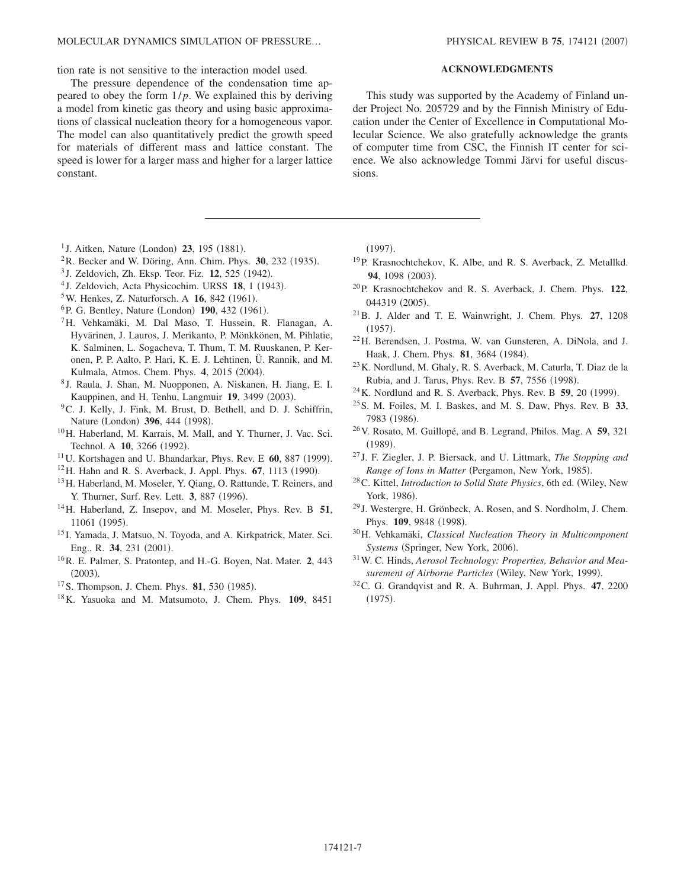tion rate is not sensitive to the interaction model used.

The pressure dependence of the condensation time appeared to obey the form $1/p$. We explained this by deriving a model from kinetic gas theory and using basic approximations of classical nucleation theory for a homogeneous vapor. The model can also quantitatively predict the growth speed for materials of different mass and lattice constant. The speed is lower for a larger mass and higher for a larger lattice constant.

## ACKNOWLEDGMENTS

This study was supported by the Academy of Finland under Project No. 205729 and by the Finnish Ministry of Education under the Center of Excellence in Computational Molecular Science. We also gratefully acknowledge the grants of computer time from CSC, the Finnish IT center for science. We also acknowledge Tommi Järvi for useful discussions.

---

[1] J. Aitken, Nature (London) **23**, 195 (1881).

[2] R. Becker and W. Döring, Ann. Chim. Phys. **30**, 232 (1935).

[3] J. Zeldovich, Zh. Eksp. Teor. Fiz. **12**, 525 (1942).

[4] J. Zeldovich, Acta Physicochim. URSS **18**, 1 (1943).

[5] W. Henkes, Z. Naturforsch. A **16**, 842 (1961).

[6] P. G. Bentley, Nature (London) **190**, 432 (1961).

[7] H. Vehkamäki, M. Dal Maso, T. Hussein, R. Flanagan, A. Hyvärinen, J. Lauros, J. Merikanto, P. Mönkkönen, M. Pihlatie, K. Salminen, L. Sogacheva, T. Thum, T. M. Ruuskanen, P. Keronen, P. P. Aalto, P. Hari, K. E. J. Lehtinen, Ü. Rannik, and M. Kulmala, Atmos. Chem. Phys. **4**, 2015 (2004).

[8] J. Raula, J. Shan, M. Nuopponen, A. Niskanen, H. Jiang, E. I. Kauppinen, and H. Tenhu, Langmuir **19**, 3499 (2003).

[9] C. J. Kelly, J. Fink, M. Brust, D. Bethell, and D. J. Schiffrin, Nature (London) **396**, 444 (1998).

[10] H. Haberland, M. Karrais, M. Mall, and Y. Thurner, J. Vac. Sci. Technol. A **10**, 3266 (1992).

[11] U. Kortshagen and U. Bhandarkar, Phys. Rev. E **60**, 887 (1999).

[12] H. Hahn and R. S. Averback, J. Appl. Phys. **67**, 1113 (1990).

[13] H. Haberland, M. Moseler, Y. Qiang, O. Rattunde, T. Reiners, and Y. Thurner, Surf. Rev. Lett. **3**, 887 (1996).

[14] H. Haberland, Z. Insepov, and M. Moseler, Phys. Rev. B **51**, 11061 (1995).

[15] I. Yamada, J. Matsuo, N. Toyoda, and A. Kirkpatrick, Mater. Sci. Eng., R. **34**, 231 (2001).

[16] R. E. Palmer, S. Pratontep, and H.-G. Boyen, Nat. Mater. **2**, 443 (2003).

[17] S. Thompson, J. Chem. Phys. **81**, 530 (1985).

[18] K. Yasuoka and M. Matsumoto, J. Chem. Phys. **109**, 8451 (1997).

[19] P. Krasnochtchekov, K. Albe, and R. S. Averback, Z. Metallkd. **94**, 1098 (2003).

[20] P. Krasnochtchekov and R. S. Averback, J. Chem. Phys. **122**, 044319 (2005).

[21] B. J. Alder and T. E. Wainwright, J. Chem. Phys. **27**, 1208 (1957).

[22] H. Berendsen, J. Postma, W. van Gunsteren, A. DiNola, and J. Haak, J. Chem. Phys. **81**, 3684 (1984).

[23] K. Nordlund, M. Ghaly, R. S. Averback, M. Caturla, T. Diaz de la Rubia, and J. Tarus, Phys. Rev. B **57**, 7556 (1998).

[24] K. Nordlund and R. S. Averback, Phys. Rev. B **59**, 20 (1999).

[25] S. M. Foiles, M. I. Baskes, and M. S. Daw, Phys. Rev. B **33**, 7983 (1986).

[26] V. Rosato, M. Guillopé, and B. Legrand, Philos. Mag. A **59**, 321 (1989).

[27] J. F. Ziegler, J. P. Biersack, and U. Littmark, *The Stopping and Range of Ions in Matter* (Pergamon, New York, 1985).

[28] C. Kittel, *Introduction to Solid State Physics*, 6th ed. (Wiley, New York, 1986).

[29] J. Westergre, H. Grönbeck, A. Rosen, and S. Nordholm, J. Chem. Phys. **109**, 9848 (1998).

[30] H. Vehkamäki, *Classical Nucleation Theory in Multicomponent Systems* (Springer, New York, 2006).

[31] W. C. Hinds, *Aerosol Technology: Properties, Behavior and Measurement of Airborne Particles* (Wiley, New York, 1999).

[32] C. G. Grandqvist and R. A. Buhrman, J. Appl. Phys. **47**, 2200 (1975).